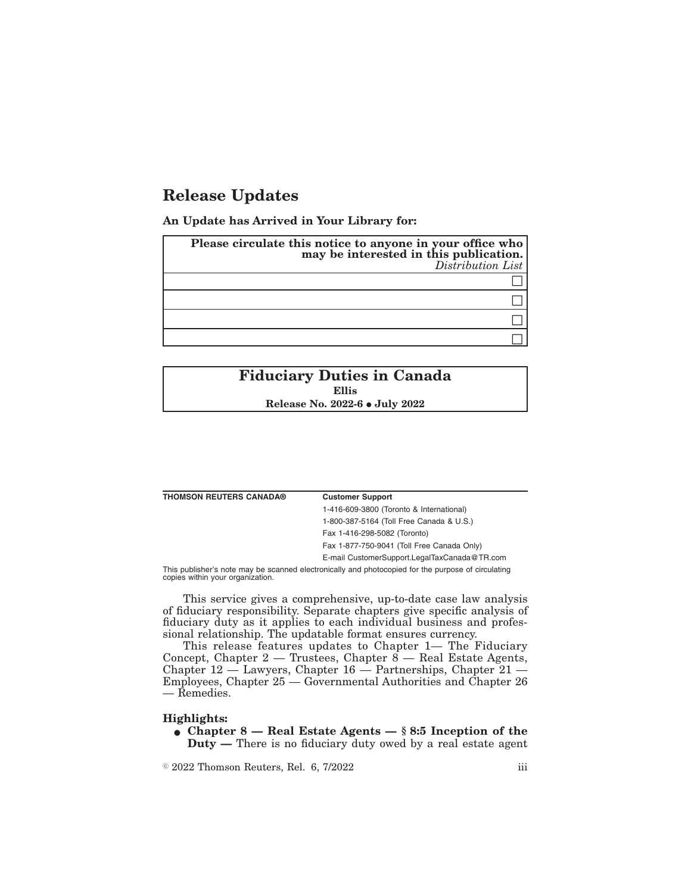# Release Updates

**An Update has Arrived in Your Library for:**

| **Please circulate this notice to anyone in your office who may be interested in this publication.** *Distribution List* |
| --- |
| ☐ |
| ☐ |
| ☐ |
| ☐ |

## Fiduciary Duties in Canada

**Ellis**

**Release No. 2022-6 • July 2022**

| **THOMSON REUTERS CANADA®** | **Customer Support** |
| --- | --- |
| | 1-416-609-3800 (Toronto & International) |
| | 1-800-387-5164 (Toll Free Canada & U.S.) |
| | Fax 1-416-298-5082 (Toronto) |
| | Fax 1-877-750-9041 (Toll Free Canada Only) |
| | E-mail CustomerSupport.LegalTaxCanada@TR.com |

This publisher's note may be scanned electronically and photocopied for the purpose of circulating copies within your organization.

This service gives a comprehensive, up-to-date case law analysis of fiduciary responsibility. Separate chapters give specific analysis of fiduciary duty as it applies to each individual business and professional relationship. The updatable format ensures currency.

This release features updates to Chapter 1— The Fiduciary Concept, Chapter 2 — Trustees, Chapter 8 — Real Estate Agents, Chapter 12 — Lawyers, Chapter 16 — Partnerships, Chapter 21 — Employees, Chapter 25 — Governmental Authorities and Chapter 26 — Remedies.

**Highlights:**

- **Chapter 8 — Real Estate Agents — § 8:5 Inception of the Duty —** There is no fiduciary duty owed by a real estate agent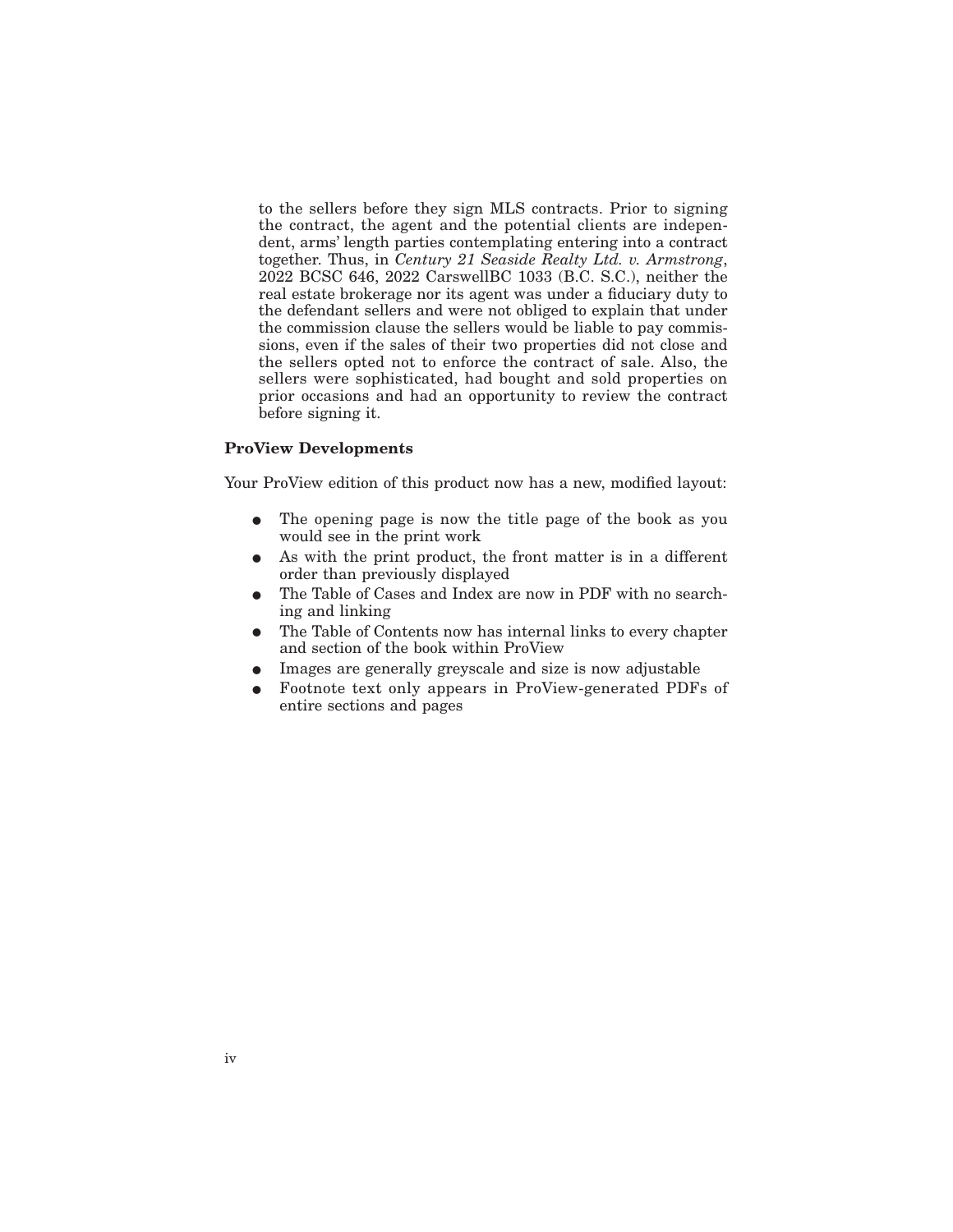to the sellers before they sign MLS contracts. Prior to signing the contract, the agent and the potential clients are independent, arms' length parties contemplating entering into a contract together. Thus, in *Century 21 Seaside Realty Ltd. v. Armstrong*, 2022 BCSC 646, 2022 CarswellBC 1033 (B.C. S.C.), neither the real estate brokerage nor its agent was under a fiduciary duty to the defendant sellers and were not obliged to explain that under the commission clause the sellers would be liable to pay commissions, even if the sales of their two properties did not close and the sellers opted not to enforce the contract of sale. Also, the sellers were sophisticated, had bought and sold properties on prior occasions and had an opportunity to review the contract before signing it.

**ProView Developments**

Your ProView edition of this product now has a new, modified layout:

- The opening page is now the title page of the book as you would see in the print work
- As with the print product, the front matter is in a different order than previously displayed
- The Table of Cases and Index are now in PDF with no searching and linking
- The Table of Contents now has internal links to every chapter and section of the book within ProView
- Images are generally greyscale and size is now adjustable
- Footnote text only appears in ProView-generated PDFs of entire sections and pages